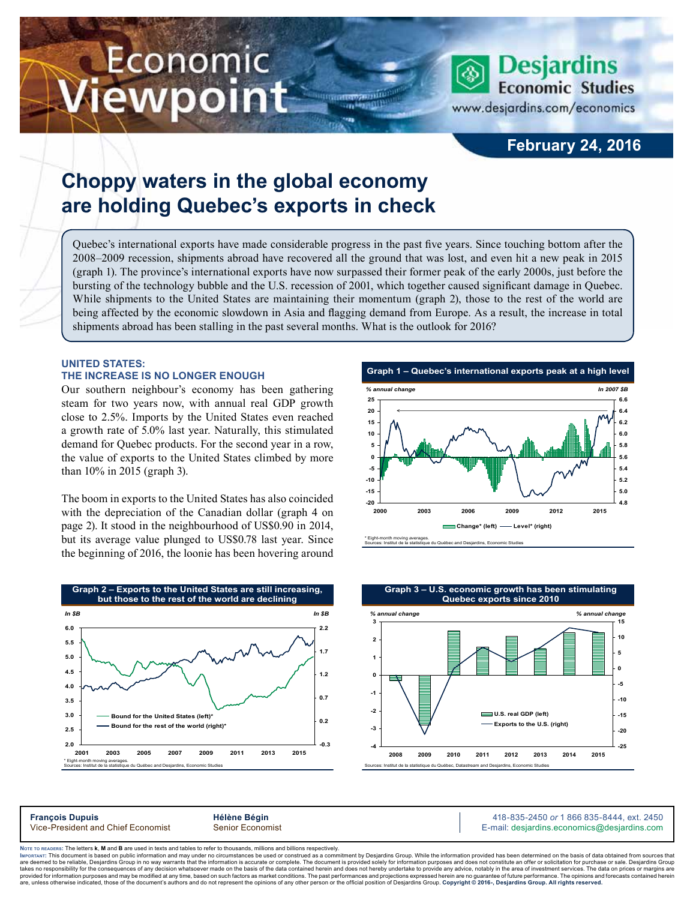# Economic Viewpoint

**Desjardins Economic Studies**
www.desjardins.com/economics

**February 24, 2016**

# Choppy waters in the global economy are holding Quebec's exports in check

Quebec's international exports have made considerable progress in the past five years. Since touching bottom after the 2008–2009 recession, shipments abroad have recovered all the ground that was lost, and even hit a new peak in 2015 (graph 1). The province's international exports have now surpassed their former peak of the early 2000s, just before the bursting of the technology bubble and the U.S. recession of 2001, which together caused significant damage in Quebec. While shipments to the United States are maintaining their momentum (graph 2), those to the rest of the world are being affected by the economic slowdown in Asia and flagging demand from Europe. As a result, the increase in total shipments abroad has been stalling in the past several months. What is the outlook for 2016?

## UNITED STATES: THE INCREASE IS NO LONGER ENOUGH

Our southern neighbour's economy has been gathering steam for two years now, with annual real GDP growth close to 2.5%. Imports by the United States even reached a growth rate of 5.0% last year. Naturally, this stimulated demand for Quebec products. For the second year in a row, the value of exports to the United States climbed by more than 10% in 2015 (graph 3).

The boom in exports to the United States has also coincided with the depreciation of the Canadian dollar (graph 4 on page 2). It stood in the neighbourhood of US$0.90 in 2014, but its average value plunged to US$0.78 last year. Since the beginning of 2016, the loonie has been hovering around

**Graph 1 – Quebec's international exports peak at a high level**

*% annual change* | *In 2007 $B*

Change* (left) — Level* (right)

\* Eight-month moving averages.
Sources: Institut de la statistique du Québec and Desjardins, Economic Studies

**Graph 2 – Exports to the United States are still increasing, but those to the rest of the world are declining**

*In $B* | *In $B*

Bound for the United States (left)* — Bound for the rest of the world (right)*

\* Eight-month moving averages.
Sources: Institut de la statistique du Québec and Desjardins, Economic Studies

**Graph 3 – U.S. economic growth has been stimulating Quebec exports since 2010**

*% annual change* | *% annual change*

U.S. real GDP (left) — Exports to the U.S. (right)

Sources: Institut de la statistique du Québec, Datastream and Desjardins, Economic Studies

---

**François Dupuis**
Vice-President and Chief Economist

**Hélène Bégin**
Senior Economist

418-835-2450 *or* 1 866 835-8444, ext. 2450
E-mail: desjardins.economics@desjardins.com

Note to readers: The letters **k**, **M** and **B** are used in texts and tables to refer to thousands, millions and billions respectively.
Important: This document is based on public information and may under no circumstances be used or construed as a commitment by Desjardins Group. While the information provided has been determined on the basis of data obtained from sources that are deemed to be reliable, Desjardins Group in no way warrants that the information is accurate or complete. The document is provided solely for information purposes and does not constitute an offer or solicitation for purchase or sale. Desjardins Group takes no responsibility for the consequences of any decision whatsoever made on the basis of the data contained herein and does not hereby undertake to provide any advice, notably in the area of investment services. The data on prices or margins are provided for information purposes and may be modified at any time, based on such factors as market conditions. The past performances and projections expressed herein are no guarantee of future performance. The opinions and forecasts contained herein are, unless otherwise indicated, those of the document's authors and do not represent the opinions of any other person or the official position of Desjardins Group. **Copyright © 2016-, Desjardins Group. All rights reserved.**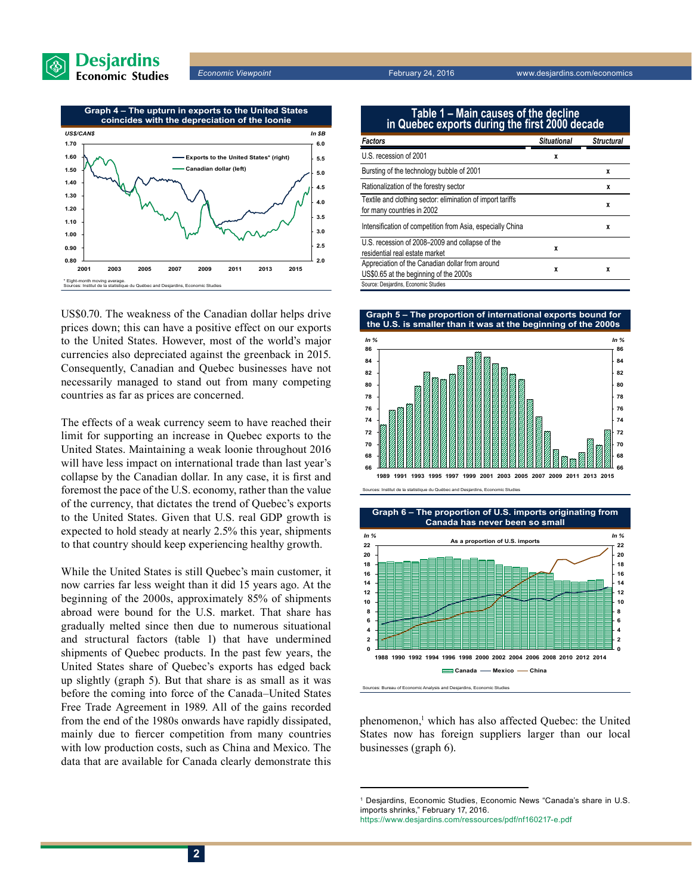**Graph 4 – The upturn in exports to the United States coincides with the depreciation of the loonie**

\* Eight-month moving average.
Sources: Institut de la statistique du Québec and Desjardins, Economic Studies

US$0.70. The weakness of the Canadian dollar helps drive prices down; this can have a positive effect on our exports to the United States. However, most of the world's major currencies also depreciated against the greenback in 2015. Consequently, Canadian and Quebec businesses have not necessarily managed to stand out from many competing countries as far as prices are concerned.

The effects of a weak currency seem to have reached their limit for supporting an increase in Quebec exports to the United States. Maintaining a weak loonie throughout 2016 will have less impact on international trade than last year's collapse by the Canadian dollar. In any case, it is first and foremost the pace of the U.S. economy, rather than the value of the currency, that dictates the trend of Quebec's exports to the United States. Given that U.S. real GDP growth is expected to hold steady at nearly 2.5% this year, shipments to that country should keep experiencing healthy growth.

While the United States is still Quebec's main customer, it now carries far less weight than it did 15 years ago. At the beginning of the 2000s, approximately 85% of shipments abroad were bound for the U.S. market. That share has gradually melted since then due to numerous situational and structural factors (table 1) that have undermined shipments of Quebec products. In the past few years, the United States share of Quebec's exports has edged back up slightly (graph 5). But that share is as small as it was before the coming into force of the Canada–United States Free Trade Agreement in 1989. All of the gains recorded from the end of the 1980s onwards have rapidly dissipated, mainly due to fiercer competition from many countries with low production costs, such as China and Mexico. The data that are available for Canada clearly demonstrate this phenomenon,[1] which has also affected Quebec: the United States now has foreign suppliers larger than our local businesses (graph 6).

**Table 1 – Main causes of the decline in Quebec exports during the first 2000 decade**

| *Factors* | *Situational* | *Structural* |
|---|---|---|
| U.S. recession of 2001 | x | |
| Bursting of the technology bubble of 2001 | | x |
| Rationalization of the forestry sector | | x |
| Textile and clothing sector: elimination of import tariffs for many countries in 2002 | | x |
| Intensification of competition from Asia, especially China | | x |
| U.S. recession of 2008–2009 and collapse of the residential real estate market | x | |
| Appreciation of the Canadian dollar from around US$0.65 at the beginning of the 2000s | x | x |

Source: Desjardins, Economic Studies

**Graph 5 – The proportion of international exports bound for the U.S. is smaller than it was at the beginning of the 2000s**

Sources: Institut de la statistique du Québec and Desjardins, Economic Studies

**Graph 6 – The proportion of U.S. imports originating from Canada has never been so small**

Sources: Bureau of Economic Analysis and Desjardins, Economic Studies

[1] Desjardins, Economic Studies, Economic News "Canada's share in U.S. imports shrinks," February 17, 2016.
https://www.desjardins.com/ressources/pdf/nf160217-e.pdf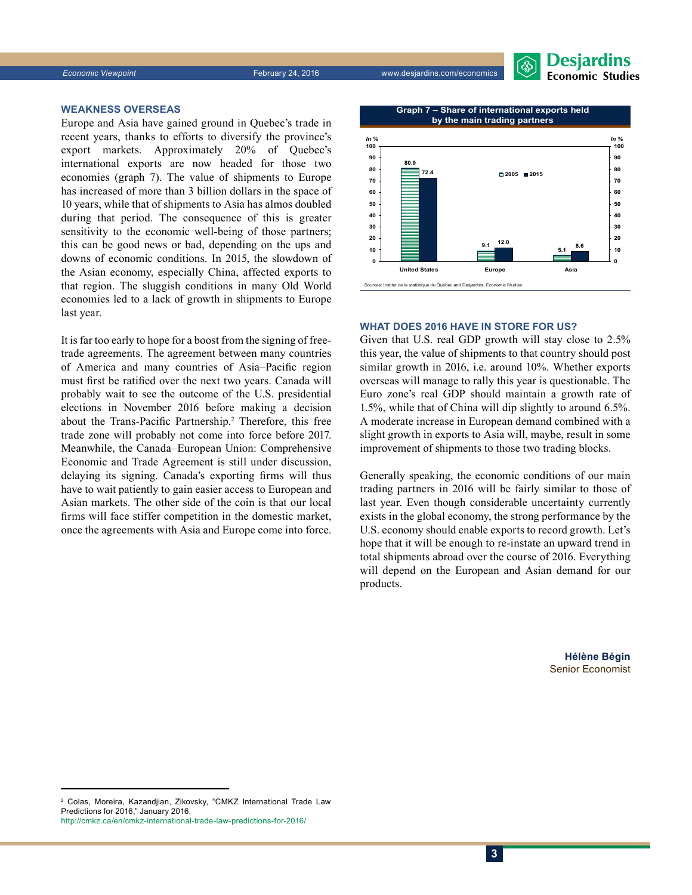## WEAKNESS OVERSEAS

Europe and Asia have gained ground in Quebec's trade in recent years, thanks to efforts to diversify the province's export markets. Approximately 20% of Quebec's international exports are now headed for those two economies (graph 7). The value of shipments to Europe has increased of more than 3 billion dollars in the space of 10 years, while that of shipments to Asia has almos doubled during that period. The consequence of this is greater sensitivity to the economic well-being of those partners; this can be good news or bad, depending on the ups and downs of economic conditions. In 2015, the slowdown of the Asian economy, especially China, affected exports to that region. The sluggish conditions in many Old World economies led to a lack of growth in shipments to Europe last year.

It is far too early to hope for a boost from the signing of free-trade agreements. The agreement between many countries of America and many countries of Asia–Pacific region must first be ratified over the next two years. Canada will probably wait to see the outcome of the U.S. presidential elections in November 2016 before making a decision about the Trans-Pacific Partnership.[2] Therefore, this free trade zone will probably not come into force before 2017. Meanwhile, the Canada–European Union: Comprehensive Economic and Trade Agreement is still under discussion, delaying its signing. Canada's exporting firms will thus have to wait patiently to gain easier access to European and Asian markets. The other side of the coin is that our local firms will face stiffer competition in the domestic market, once the agreements with Asia and Europe come into force.

**Graph 7 – Share of international exports held by the main trading partners**

In %
100
90
80
70
60
50
40
30
20
10
0

2005 2015

80.9
72.4
9.1
12.0
5.1
8.6

United States
Europe
Asia

Sources: Institut de la statistique du Québec and Desjardins, Economic Studies

## WHAT DOES 2016 HAVE IN STORE FOR US?

Given that U.S. real GDP growth will stay close to 2.5% this year, the value of shipments to that country should post similar growth in 2016, i.e. around 10%. Whether exports overseas will manage to rally this year is questionable. The Euro zone's real GDP should maintain a growth rate of 1.5%, while that of China will dip slightly to around 6.5%. A moderate increase in European demand combined with a slight growth in exports to Asia will, maybe, result in some improvement of shipments to those two trading blocks.

Generally speaking, the economic conditions of our main trading partners in 2016 will be fairly similar to those of last year. Even though considerable uncertainty currently exists in the global economy, the strong performance by the U.S. economy should enable exports to record growth. Let's hope that it will be enough to re-instate an upward trend in total shipments abroad over the course of 2016. Everything will depend on the European and Asian demand for our products.

**Hélène Bégin**
Senior Economist

---

[2] Colas, Moreira, Kazandjian, Zikovsky, "CMKZ International Trade Law Predictions for 2016," January 2016.
http://cmkz.ca/en/cmkz-international-trade-law-predictions-for-2016/